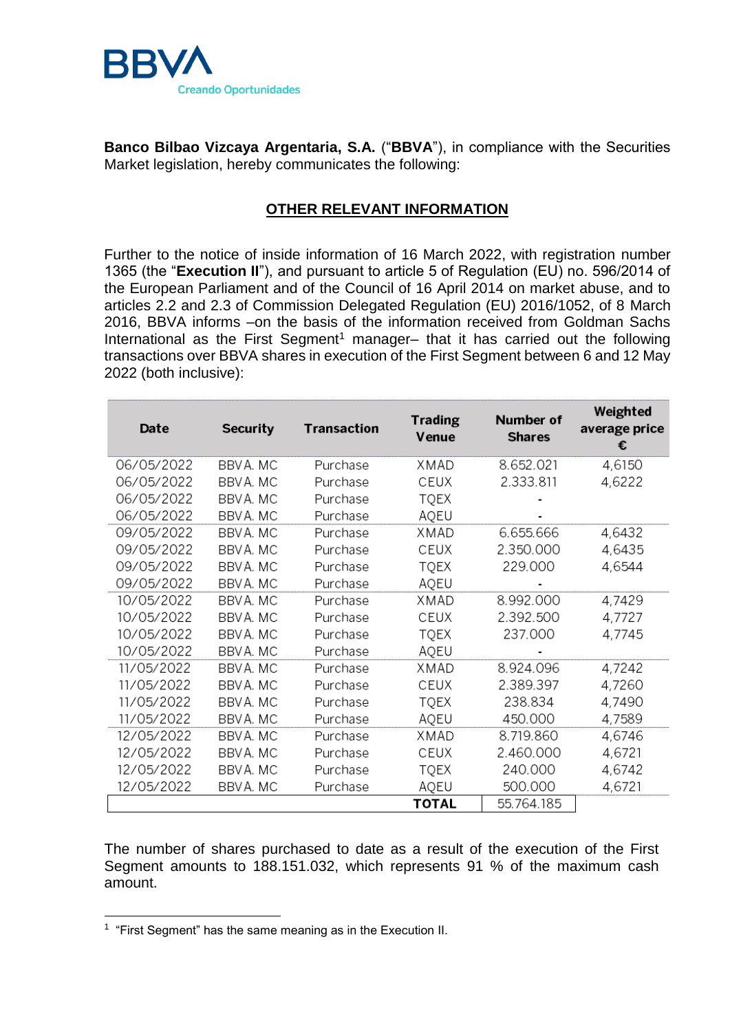**Banco Bilbao Vizcaya Argentaria, S.A.** ("**BBVA**"), in compliance with the Securities Market legislation, hereby communicates the following:

## OTHER RELEVANT INFORMATION

Further to the notice of inside information of 16 March 2022, with registration number 1365 (the "**Execution II**"), and pursuant to article 5 of Regulation (EU) no. 596/2014 of the European Parliament and of the Council of 16 April 2014 on market abuse, and to articles 2.2 and 2.3 of Commission Delegated Regulation (EU) 2016/1052, of 8 March 2016, BBVA informs –on the basis of the information received from Goldman Sachs International as the First Segment[1] manager– that it has carried out the following transactions over BBVA shares in execution of the First Segment between 6 and 12 May 2022 (both inclusive):

| Date | Security | Transaction | Trading Venue | Number of Shares | Weighted average price € |
|---|---|---|---|---|---|
| 06/05/2022 | BBVA. MC | Purchase | XMAD | 8.652.021 | 4,6150 |
| 06/05/2022 | BBVA. MC | Purchase | CEUX | 2.333.811 | 4,6222 |
| 06/05/2022 | BBVA. MC | Purchase | TQEX | - | |
| 06/05/2022 | BBVA. MC | Purchase | AQEU | - | |
| 09/05/2022 | BBVA. MC | Purchase | XMAD | 6.655.666 | 4,6432 |
| 09/05/2022 | BBVA. MC | Purchase | CEUX | 2.350.000 | 4,6435 |
| 09/05/2022 | BBVA. MC | Purchase | TQEX | 229.000 | 4,6544 |
| 09/05/2022 | BBVA. MC | Purchase | AQEU | - | |
| 10/05/2022 | BBVA. MC | Purchase | XMAD | 8.992.000 | 4,7429 |
| 10/05/2022 | BBVA. MC | Purchase | CEUX | 2.392.500 | 4,7727 |
| 10/05/2022 | BBVA. MC | Purchase | TQEX | 237.000 | 4,7745 |
| 10/05/2022 | BBVA. MC | Purchase | AQEU | - | |
| 11/05/2022 | BBVA. MC | Purchase | XMAD | 8.924.096 | 4,7242 |
| 11/05/2022 | BBVA. MC | Purchase | CEUX | 2.389.397 | 4,7260 |
| 11/05/2022 | BBVA. MC | Purchase | TQEX | 238.834 | 4,7490 |
| 11/05/2022 | BBVA. MC | Purchase | AQEU | 450.000 | 4,7589 |
| 12/05/2022 | BBVA. MC | Purchase | XMAD | 8.719.860 | 4,6746 |
| 12/05/2022 | BBVA. MC | Purchase | CEUX | 2.460.000 | 4,6721 |
| 12/05/2022 | BBVA. MC | Purchase | TQEX | 240.000 | 4,6742 |
| 12/05/2022 | BBVA. MC | Purchase | AQEU | 500.000 | 4,6721 |
| | | | **TOTAL** | 55.764.185 | |

The number of shares purchased to date as a result of the execution of the First Segment amounts to 188.151.032, which represents 91 % of the maximum cash amount.

[1] "First Segment" has the same meaning as in the Execution II.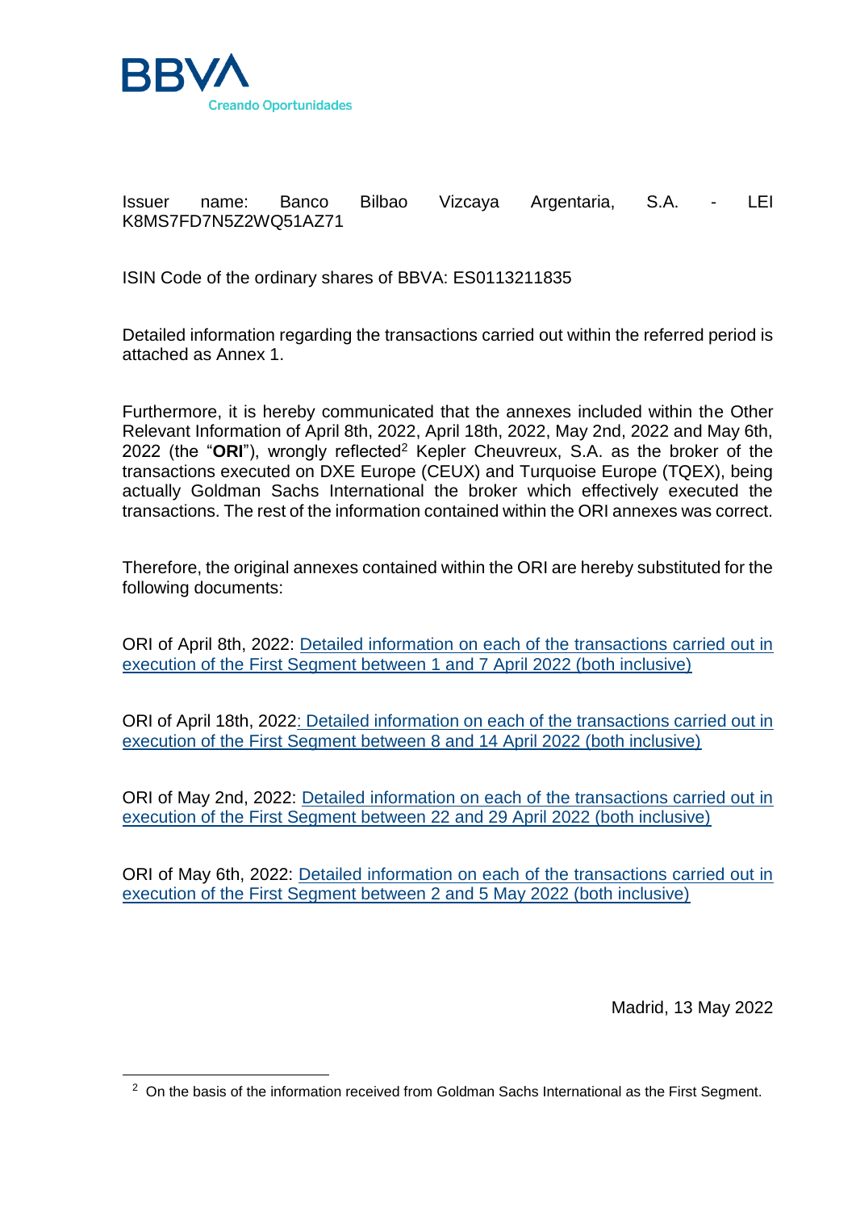Issuer name: Banco Bilbao Vizcaya Argentaria, S.A. - LEI K8MS7FD7N5Z2WQ51AZ71

ISIN Code of the ordinary shares of BBVA: ES0113211835

Detailed information regarding the transactions carried out within the referred period is attached as Annex 1.

Furthermore, it is hereby communicated that the annexes included within the Other Relevant Information of April 8th, 2022, April 18th, 2022, May 2nd, 2022 and May 6th, 2022 (the "**ORI**"), wrongly reflected[2] Kepler Cheuvreux, S.A. as the broker of the transactions executed on DXE Europe (CEUX) and Turquoise Europe (TQEX), being actually Goldman Sachs International the broker which effectively executed the transactions. The rest of the information contained within the ORI annexes was correct.

Therefore, the original annexes contained within the ORI are hereby substituted for the following documents:

ORI of April 8th, 2022: Detailed information on each of the transactions carried out in execution of the First Segment between 1 and 7 April 2022 (both inclusive)

ORI of April 18th, 2022: Detailed information on each of the transactions carried out in execution of the First Segment between 8 and 14 April 2022 (both inclusive)

ORI of May 2nd, 2022: Detailed information on each of the transactions carried out in execution of the First Segment between 22 and 29 April 2022 (both inclusive)

ORI of May 6th, 2022: Detailed information on each of the transactions carried out in execution of the First Segment between 2 and 5 May 2022 (both inclusive)

Madrid, 13 May 2022

[2] On the basis of the information received from Goldman Sachs International as the First Segment.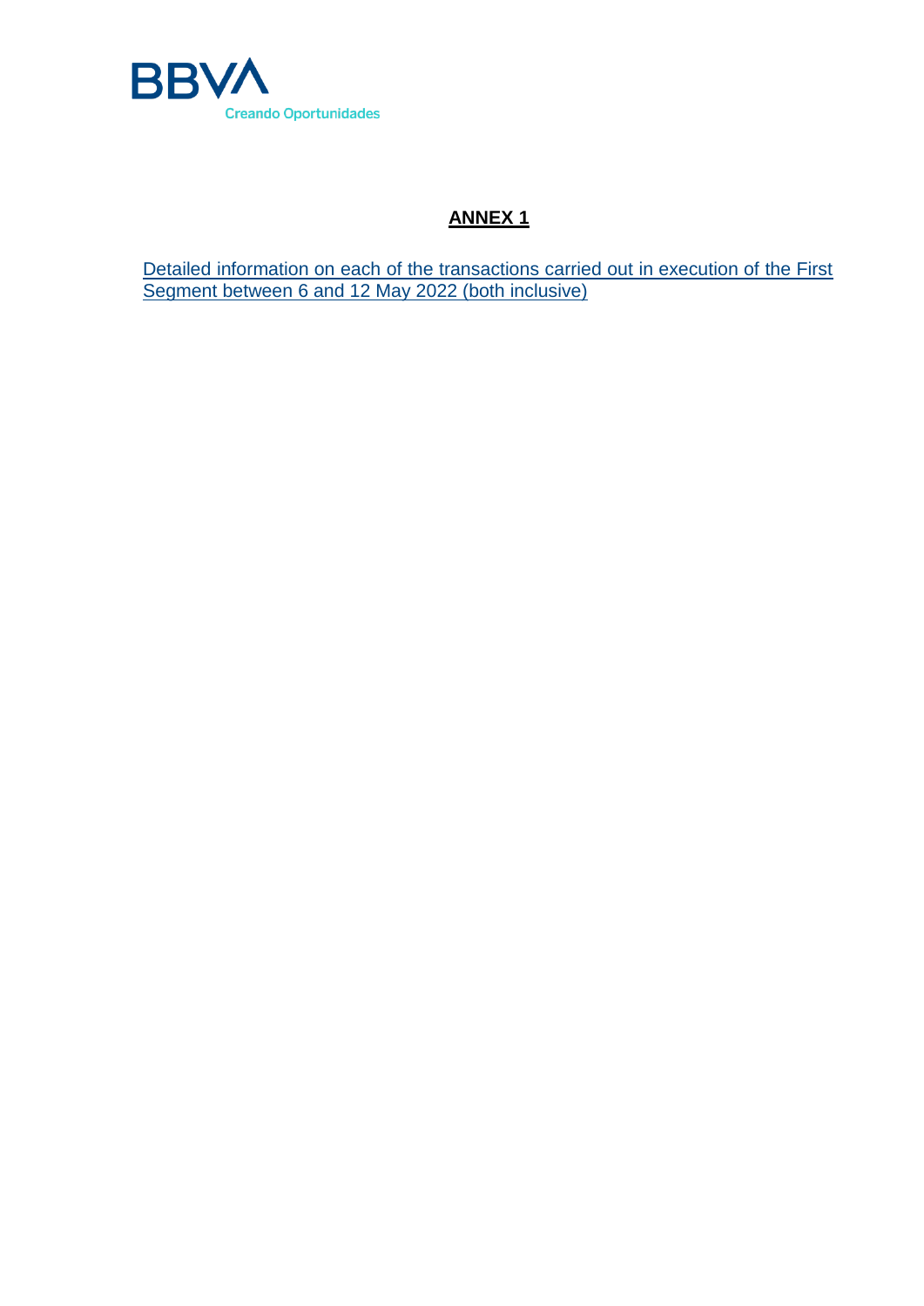## ANNEX 1

Detailed information on each of the transactions carried out in execution of the First Segment between 6 and 12 May 2022 (both inclusive)